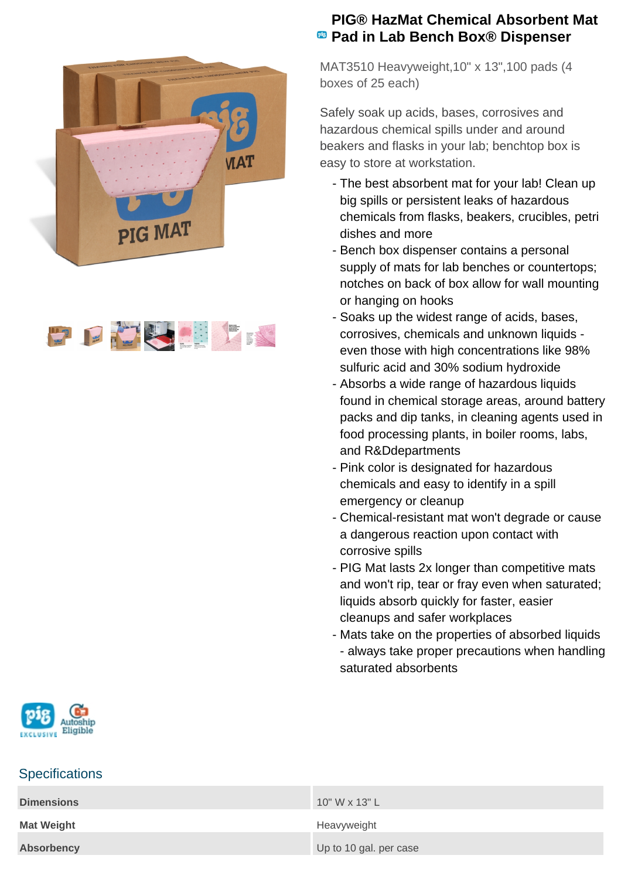# PIG® HazMat Chemical Absorbent Mat Pad in Lab Bench Box® Dispenser

MAT3510 Heavyweight,10" x 13",100 pads (4 boxes of 25 each)

Safely soak up acids, bases, corrosives and hazardous chemical spills under and around beakers and flasks in your lab; benchtop box is easy to store at workstation.

- The best absorbent mat for your lab! Clean up big spills or persistent leaks of hazardous chemicals from flasks, beakers, crucibles, petri dishes and more
- Bench box dispenser contains a personal supply of mats for lab benches or countertops; notches on back of box allow for wall mounting or hanging on hooks
- Soaks up the widest range of acids, bases, corrosives, chemicals and unknown liquids - even those with high concentrations like 98% sulfuric acid and 30% sodium hydroxide
- Absorbs a wide range of hazardous liquids found in chemical storage areas, around battery packs and dip tanks, in cleaning agents used in food processing plants, in boiler rooms, labs, and R&Ddepartments
- Pink color is designated for hazardous chemicals and easy to identify in a spill emergency or cleanup
- Chemical-resistant mat won't degrade or cause a dangerous reaction upon contact with corrosive spills
- PIG Mat lasts 2x longer than competitive mats and won't rip, tear or fray even when saturated; liquids absorb quickly for faster, easier cleanups and safer workplaces
- Mats take on the properties of absorbed liquids - always take proper precautions when handling saturated absorbents

pig EXCLUSIVE Autoship Eligible

## Specifications

| | |
|---|---|
| **Dimensions** | 10" W x 13" L |
| **Mat Weight** | Heavyweight |
| **Absorbency** | Up to 10 gal. per case |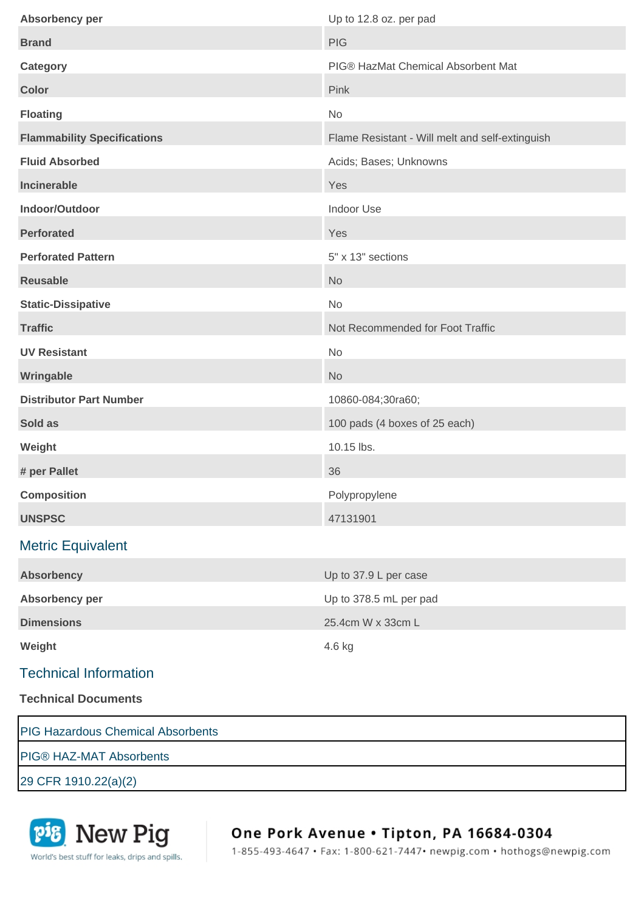| | |
|---|---|
| **Absorbency per** | Up to 12.8 oz. per pad |
| **Brand** | PIG |
| **Category** | PIG® HazMat Chemical Absorbent Mat |
| **Color** | Pink |
| **Floating** | No |
| **Flammability Specifications** | Flame Resistant - Will melt and self-extinguish |
| **Fluid Absorbed** | Acids; Bases; Unknowns |
| **Incinerable** | Yes |
| **Indoor/Outdoor** | Indoor Use |
| **Perforated** | Yes |
| **Perforated Pattern** | 5" x 13" sections |
| **Reusable** | No |
| **Static-Dissipative** | No |
| **Traffic** | Not Recommended for Foot Traffic |
| **UV Resistant** | No |
| **Wringable** | No |
| **Distributor Part Number** | 10860-084;30ra60; |
| **Sold as** | 100 pads (4 boxes of 25 each) |
| **Weight** | 10.15 lbs. |
| **# per Pallet** | 36 |
| **Composition** | Polypropylene |
| **UNSPSC** | 47131901 |

## Metric Equivalent

| | |
|---|---|
| **Absorbency** | Up to 37.9 L per case |
| **Absorbency per** | Up to 378.5 mL per pad |
| **Dimensions** | 25.4cm W x 33cm L |
| **Weight** | 4.6 kg |

## Technical Information

### Technical Documents

| |
|---|
| PIG Hazardous Chemical Absorbents |
| PIG® HAZ-MAT Absorbents |
| 29 CFR 1910.22(a)(2) |

New Pig
World's best stuff for leaks, drips and spills.

One Pork Avenue • Tipton, PA 16684-0304
1-855-493-4647 • Fax: 1-800-621-7447• newpig.com • hothogs@newpig.com